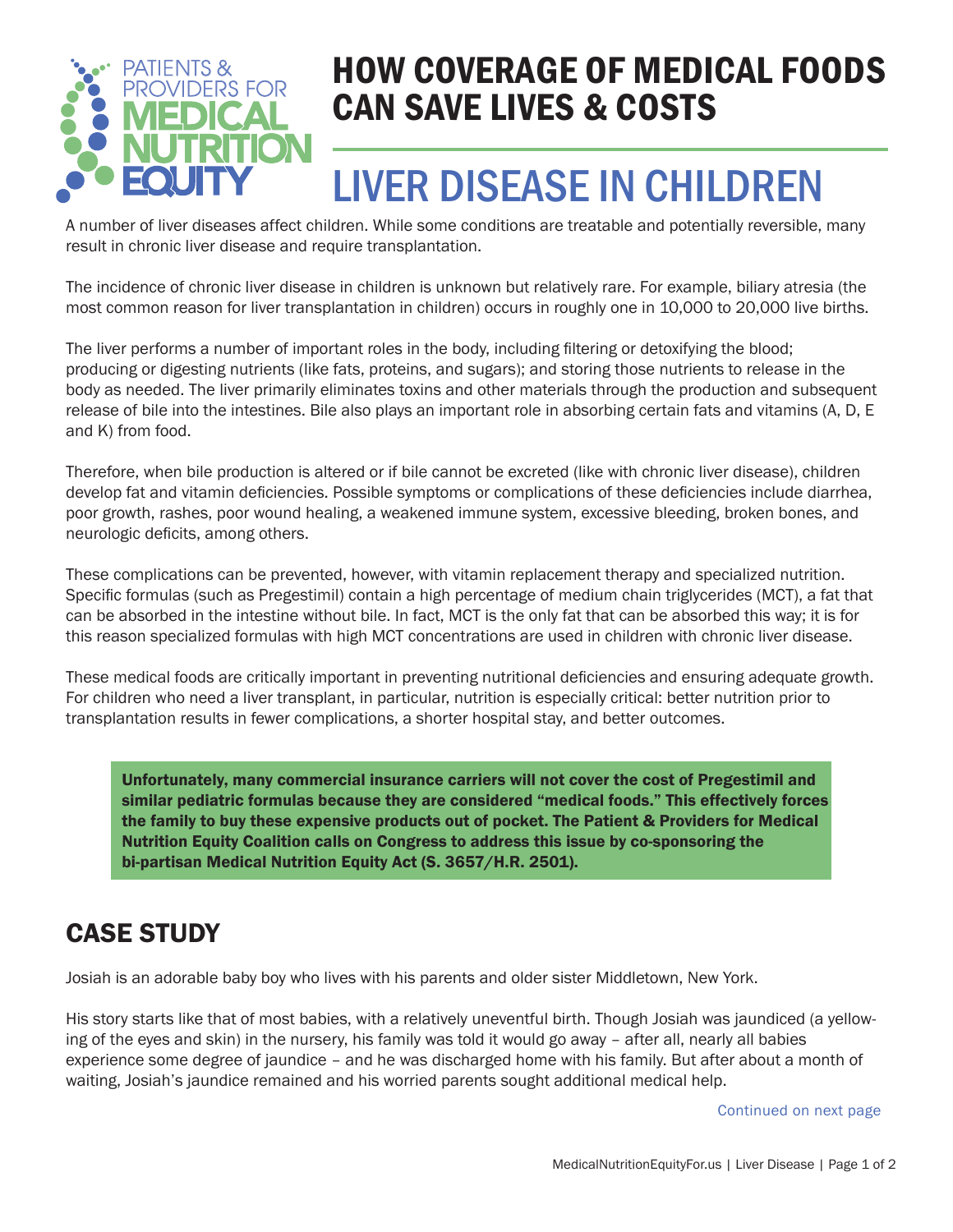PATIENTS & PROVIDERS FOR MEDICAL NUTRITION EQUITY

# HOW COVERAGE OF MEDICAL FOODS CAN SAVE LIVES & COSTS

# LIVER DISEASE IN CHILDREN

A number of liver diseases affect children. While some conditions are treatable and potentially reversible, many result in chronic liver disease and require transplantation.

The incidence of chronic liver disease in children is unknown but relatively rare. For example, biliary atresia (the most common reason for liver transplantation in children) occurs in roughly one in 10,000 to 20,000 live births.

The liver performs a number of important roles in the body, including filtering or detoxifying the blood; producing or digesting nutrients (like fats, proteins, and sugars); and storing those nutrients to release in the body as needed. The liver primarily eliminates toxins and other materials through the production and subsequent release of bile into the intestines. Bile also plays an important role in absorbing certain fats and vitamins (A, D, E and K) from food.

Therefore, when bile production is altered or if bile cannot be excreted (like with chronic liver disease), children develop fat and vitamin deficiencies. Possible symptoms or complications of these deficiencies include diarrhea, poor growth, rashes, poor wound healing, a weakened immune system, excessive bleeding, broken bones, and neurologic deficits, among others.

These complications can be prevented, however, with vitamin replacement therapy and specialized nutrition. Specific formulas (such as Pregestimil) contain a high percentage of medium chain triglycerides (MCT), a fat that can be absorbed in the intestine without bile. In fact, MCT is the only fat that can be absorbed this way; it is for this reason specialized formulas with high MCT concentrations are used in children with chronic liver disease.

These medical foods are critically important in preventing nutritional deficiencies and ensuring adequate growth. For children who need a liver transplant, in particular, nutrition is especially critical: better nutrition prior to transplantation results in fewer complications, a shorter hospital stay, and better outcomes.

**Unfortunately, many commercial insurance carriers will not cover the cost of Pregestimil and similar pediatric formulas because they are considered "medical foods." This effectively forces the family to buy these expensive products out of pocket. The Patient & Providers for Medical Nutrition Equity Coalition calls on Congress to address this issue by co-sponsoring the bi-partisan Medical Nutrition Equity Act (S. 3657/H.R. 2501).**

## CASE STUDY

Josiah is an adorable baby boy who lives with his parents and older sister Middletown, New York.

His story starts like that of most babies, with a relatively uneventful birth. Though Josiah was jaundiced (a yellowing of the eyes and skin) in the nursery, his family was told it would go away – after all, nearly all babies experience some degree of jaundice – and he was discharged home with his family. But after about a month of waiting, Josiah's jaundice remained and his worried parents sought additional medical help.

Continued on next page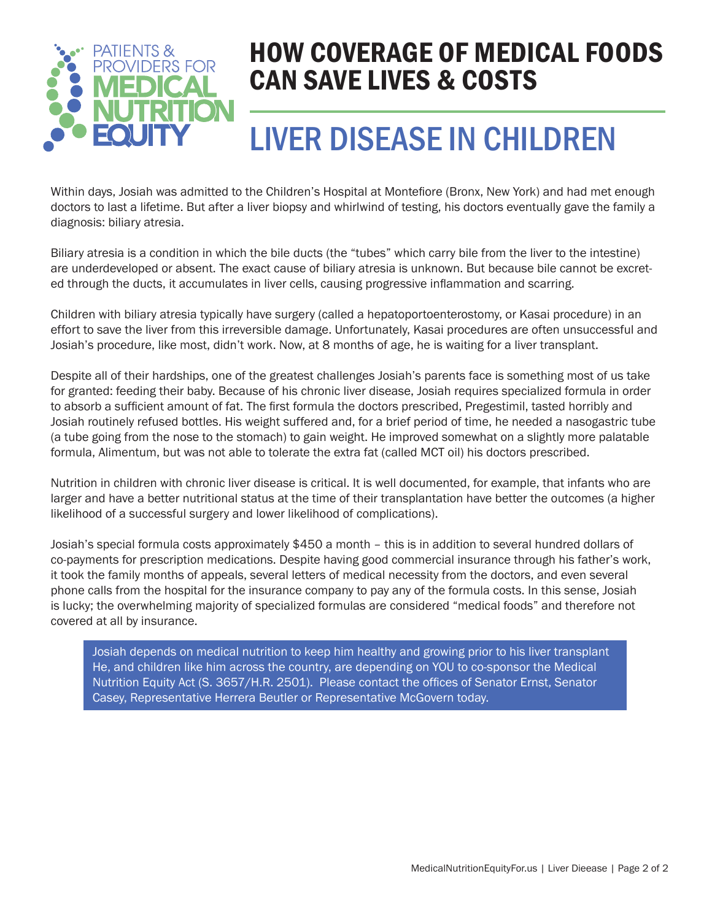PATIENTS & PROVIDERS FOR MEDICAL NUTRITION EQUITY

# HOW COVERAGE OF MEDICAL FOODS CAN SAVE LIVES & COSTS

# LIVER DISEASE IN CHILDREN

Within days, Josiah was admitted to the Children's Hospital at Montefiore (Bronx, New York) and had met enough doctors to last a lifetime. But after a liver biopsy and whirlwind of testing, his doctors eventually gave the family a diagnosis: biliary atresia.

Biliary atresia is a condition in which the bile ducts (the "tubes" which carry bile from the liver to the intestine) are underdeveloped or absent. The exact cause of biliary atresia is unknown. But because bile cannot be excreted through the ducts, it accumulates in liver cells, causing progressive inflammation and scarring.

Children with biliary atresia typically have surgery (called a hepatoportoenterostomy, or Kasai procedure) in an effort to save the liver from this irreversible damage. Unfortunately, Kasai procedures are often unsuccessful and Josiah's procedure, like most, didn't work. Now, at 8 months of age, he is waiting for a liver transplant.

Despite all of their hardships, one of the greatest challenges Josiah's parents face is something most of us take for granted: feeding their baby. Because of his chronic liver disease, Josiah requires specialized formula in order to absorb a sufficient amount of fat. The first formula the doctors prescribed, Pregestimil, tasted horribly and Josiah routinely refused bottles. His weight suffered and, for a brief period of time, he needed a nasogastric tube (a tube going from the nose to the stomach) to gain weight. He improved somewhat on a slightly more palatable formula, Alimentum, but was not able to tolerate the extra fat (called MCT oil) his doctors prescribed.

Nutrition in children with chronic liver disease is critical. It is well documented, for example, that infants who are larger and have a better nutritional status at the time of their transplantation have better the outcomes (a higher likelihood of a successful surgery and lower likelihood of complications).

Josiah's special formula costs approximately $450 a month – this is in addition to several hundred dollars of co-payments for prescription medications. Despite having good commercial insurance through his father's work, it took the family months of appeals, several letters of medical necessity from the doctors, and even several phone calls from the hospital for the insurance company to pay any of the formula costs. In this sense, Josiah is lucky; the overwhelming majority of specialized formulas are considered "medical foods" and therefore not covered at all by insurance.

> Josiah depends on medical nutrition to keep him healthy and growing prior to his liver transplant He, and children like him across the country, are depending on YOU to co-sponsor the Medical Nutrition Equity Act (S. 3657/H.R. 2501). Please contact the offices of Senator Ernst, Senator Casey, Representative Herrera Beutler or Representative McGovern today.